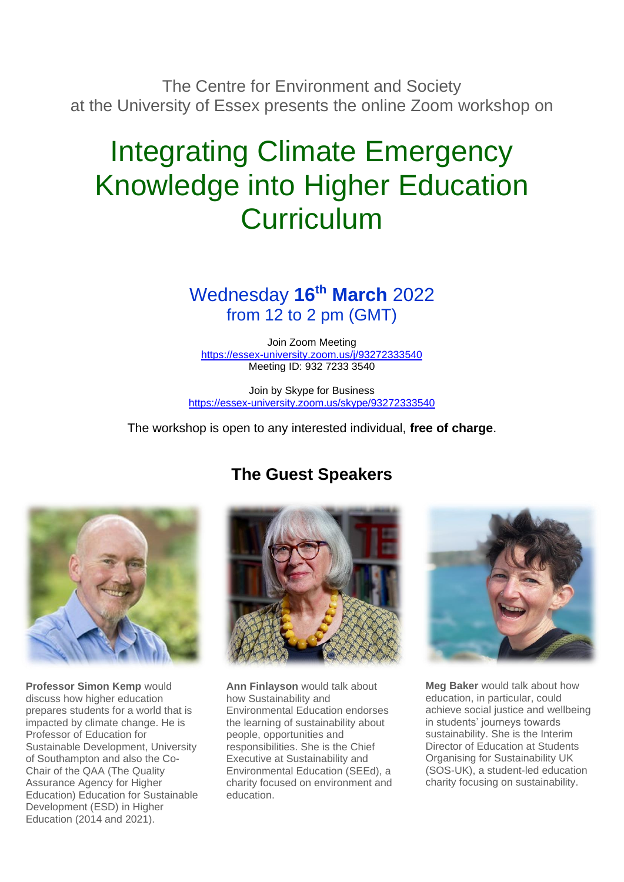The Centre for Environment and Society
at the University of Essex presents the online Zoom workshop on

# Integrating Climate Emergency Knowledge into Higher Education Curriculum

## Wednesday **16th March** 2022
## from 12 to 2 pm (GMT)

Join Zoom Meeting
https://essex-university.zoom.us/j/93272333540
Meeting ID: 932 7233 3540

Join by Skype for Business
https://essex-university.zoom.us/skype/93272333540

The workshop is open to any interested individual, **free of charge**.

## The Guest Speakers

**Professor Simon Kemp** would discuss how higher education prepares students for a world that is impacted by climate change. He is Professor of Education for Sustainable Development, University of Southampton and also the Co-Chair of the QAA (The Quality Assurance Agency for Higher Education) Education for Sustainable Development (ESD) in Higher Education (2014 and 2021).

**Ann Finlayson** would talk about how Sustainability and Environmental Education endorses the learning of sustainability about people, opportunities and responsibilities. She is the Chief Executive at Sustainability and Environmental Education (SEEd), a charity focused on environment and education.

**Meg Baker** would talk about how education, in particular, could achieve social justice and wellbeing in students' journeys towards sustainability. She is the Interim Director of Education at Students Organising for Sustainability UK (SOS-UK), a student-led education charity focusing on sustainability.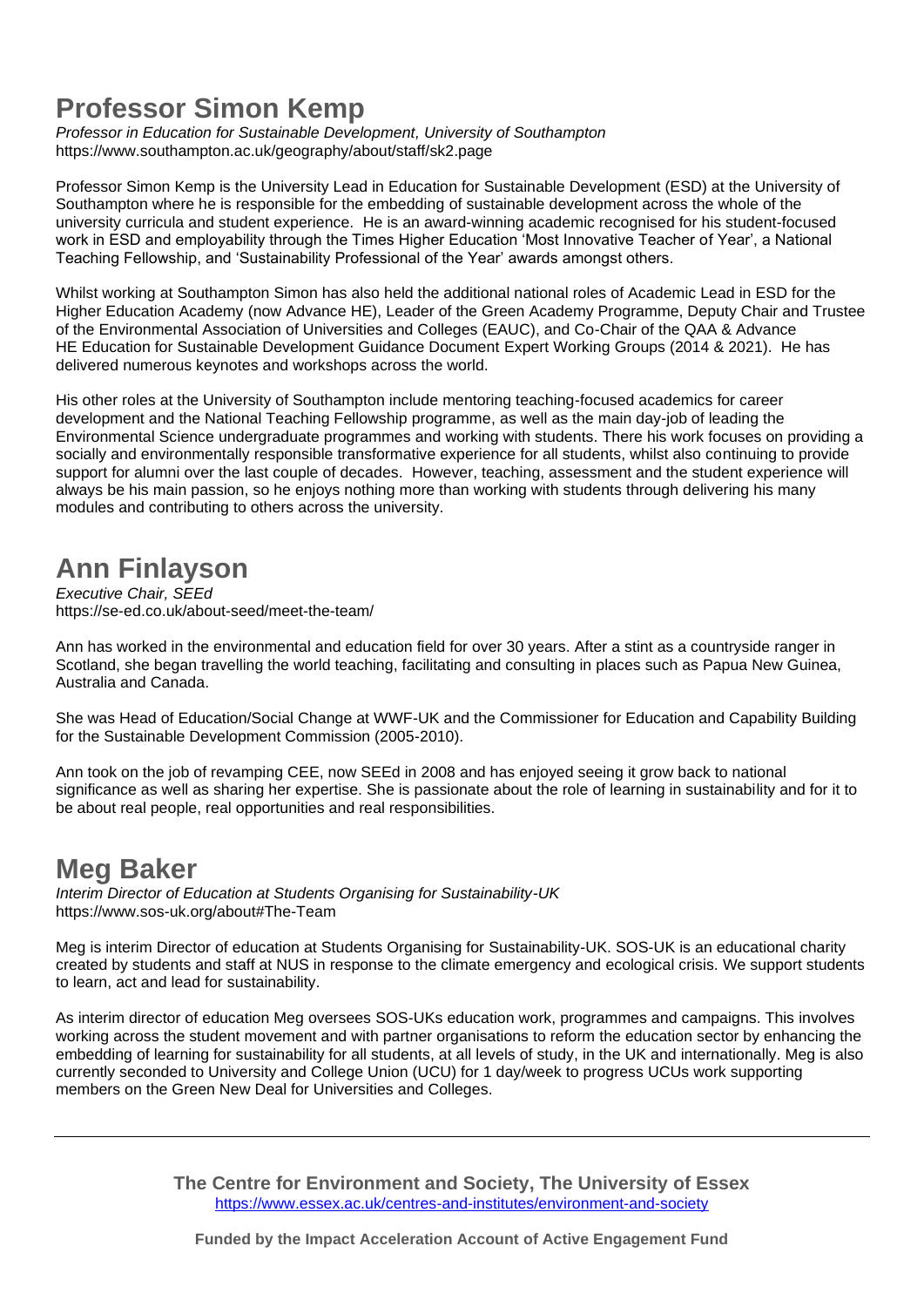# Professor Simon Kemp

*Professor in Education for Sustainable Development, University of Southampton*
https://www.southampton.ac.uk/geography/about/staff/sk2.page

Professor Simon Kemp is the University Lead in Education for Sustainable Development (ESD) at the University of Southampton where he is responsible for the embedding of sustainable development across the whole of the university curricula and student experience. He is an award-winning academic recognised for his student-focused work in ESD and employability through the Times Higher Education 'Most Innovative Teacher of Year', a National Teaching Fellowship, and 'Sustainability Professional of the Year' awards amongst others.

Whilst working at Southampton Simon has also held the additional national roles of Academic Lead in ESD for the Higher Education Academy (now Advance HE), Leader of the Green Academy Programme, Deputy Chair and Trustee of the Environmental Association of Universities and Colleges (EAUC), and Co-Chair of the QAA & Advance HE Education for Sustainable Development Guidance Document Expert Working Groups (2014 & 2021). He has delivered numerous keynotes and workshops across the world.

His other roles at the University of Southampton include mentoring teaching-focused academics for career development and the National Teaching Fellowship programme, as well as the main day-job of leading the Environmental Science undergraduate programmes and working with students. There his work focuses on providing a socially and environmentally responsible transformative experience for all students, whilst also continuing to provide support for alumni over the last couple of decades. However, teaching, assessment and the student experience will always be his main passion, so he enjoys nothing more than working with students through delivering his many modules and contributing to others across the university.

# Ann Finlayson

*Executive Chair, SEEd*
https://se-ed.co.uk/about-seed/meet-the-team/

Ann has worked in the environmental and education field for over 30 years. After a stint as a countryside ranger in Scotland, she began travelling the world teaching, facilitating and consulting in places such as Papua New Guinea, Australia and Canada.

She was Head of Education/Social Change at WWF-UK and the Commissioner for Education and Capability Building for the Sustainable Development Commission (2005-2010).

Ann took on the job of revamping CEE, now SEEd in 2008 and has enjoyed seeing it grow back to national significance as well as sharing her expertise. She is passionate about the role of learning in sustainability and for it to be about real people, real opportunities and real responsibilities.

# Meg Baker

*Interim Director of Education at Students Organising for Sustainability-UK*
https://www.sos-uk.org/about#The-Team

Meg is interim Director of education at Students Organising for Sustainability-UK. SOS-UK is an educational charity created by students and staff at NUS in response to the climate emergency and ecological crisis. We support students to learn, act and lead for sustainability.

As interim director of education Meg oversees SOS-UKs education work, programmes and campaigns. This involves working across the student movement and with partner organisations to reform the education sector by enhancing the embedding of learning for sustainability for all students, at all levels of study, in the UK and internationally. Meg is also currently seconded to University and College Union (UCU) for 1 day/week to progress UCUs work supporting members on the Green New Deal for Universities and Colleges.

---

**The Centre for Environment and Society, The University of Essex**
https://www.essex.ac.uk/centres-and-institutes/environment-and-society

**Funded by the Impact Acceleration Account of Active Engagement Fund**